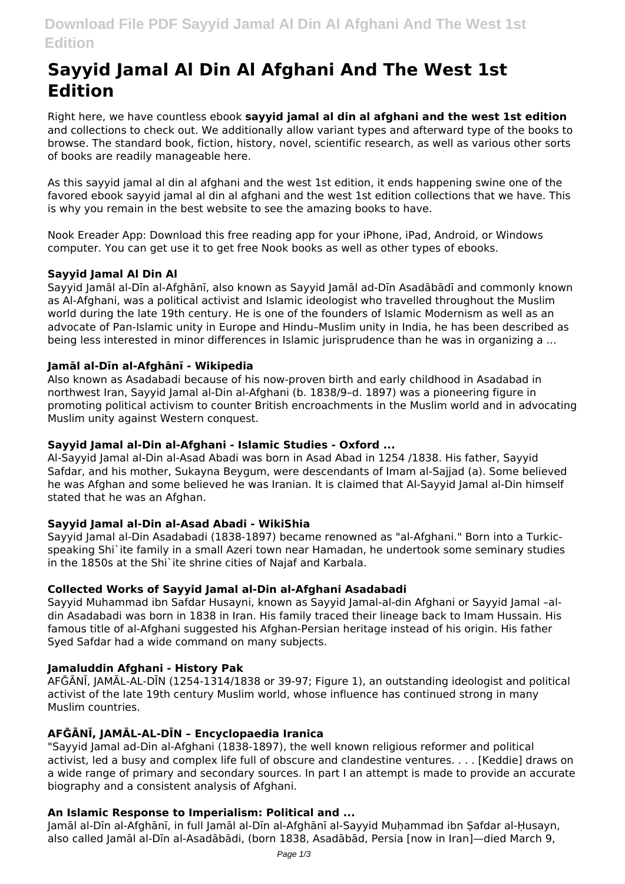# Sayyid Jamal Al Din Al Afghani And The West 1st Edition

Right here, we have countless ebook **sayyid jamal al din al afghani and the west 1st edition** and collections to check out. We additionally allow variant types and afterward type of the books to browse. The standard book, fiction, history, novel, scientific research, as well as various other sorts of books are readily manageable here.

As this sayyid jamal al din al afghani and the west 1st edition, it ends happening swine one of the favored ebook sayyid jamal al din al afghani and the west 1st edition collections that we have. This is why you remain in the best website to see the amazing books to have.

Nook Ereader App: Download this free reading app for your iPhone, iPad, Android, or Windows computer. You can get use it to get free Nook books as well as other types of ebooks.

### Sayyid Jamal Al Din Al

Sayyid Jamāl al-Dīn al-Afghānī, also known as Sayyid Jamāl ad-Dīn Asadābādī and commonly known as Al-Afghani, was a political activist and Islamic ideologist who travelled throughout the Muslim world during the late 19th century. He is one of the founders of Islamic Modernism as well as an advocate of Pan-Islamic unity in Europe and Hindu–Muslim unity in India, he has been described as being less interested in minor differences in Islamic jurisprudence than he was in organizing a ...

### Jamāl al-Dīn al-Afghānī - Wikipedia

Also known as Asadabadi because of his now-proven birth and early childhood in Asadabad in northwest Iran, Sayyid Jamal al-Din al-Afghani (b. 1838/9–d. 1897) was a pioneering figure in promoting political activism to counter British encroachments in the Muslim world and in advocating Muslim unity against Western conquest.

### Sayyid Jamal al-Din al-Afghani - Islamic Studies - Oxford ...

Al-Sayyid Jamal al-Din al-Asad Abadi was born in Asad Abad in 1254 /1838. His father, Sayyid Safdar, and his mother, Sukayna Beygum, were descendants of Imam al-Sajjad (a). Some believed he was Afghan and some believed he was Iranian. It is claimed that Al-Sayyid Jamal al-Din himself stated that he was an Afghan.

### Sayyid Jamal al-Din al-Asad Abadi - WikiShia

Sayyid Jamal al-Din Asadabadi (1838-1897) became renowned as "al-Afghani." Born into a Turkic-speaking Shi`ite family in a small Azeri town near Hamadan, he undertook some seminary studies in the 1850s at the Shi`ite shrine cities of Najaf and Karbala.

### Collected Works of Sayyid Jamal al-Din al-Afghani Asadabadi

Sayyid Muhammad ibn Safdar Husayni, known as Sayyid Jamal-al-din Afghani or Sayyid Jamal –al-din Asadabadi was born in 1838 in Iran. His family traced their lineage back to Imam Hussain. His famous title of al-Afghani suggested his Afghan-Persian heritage instead of his origin. His father Syed Safdar had a wide command on many subjects.

### Jamaluddin Afghani - History Pak

AFḠĀNĪ, JAMĀL-AL-DĪN (1254-1314/1838 or 39-97; Figure 1), an outstanding ideologist and political activist of the late 19th century Muslim world, whose influence has continued strong in many Muslim countries.

### AFḠĀNĪ, JAMĀL-AL-DĪN – Encyclopaedia Iranica

"Sayyid Jamal ad-Din al-Afghani (1838-1897), the well known religious reformer and political activist, led a busy and complex life full of obscure and clandestine ventures. . . . [Keddie] draws on a wide range of primary and secondary sources. In part I an attempt is made to provide an accurate biography and a consistent analysis of Afghani.

### An Islamic Response to Imperialism: Political and ...

Jamāl al-Dīn al-Afghānī, in full Jamāl al-Dīn al-Afghānī al-Sayyid Muḥammad ibn Ṣafdar al-Ḥusayn, also called Jamāl al-Dīn al-Asadābādi, (born 1838, Asadābād, Persia [now in Iran]—died March 9,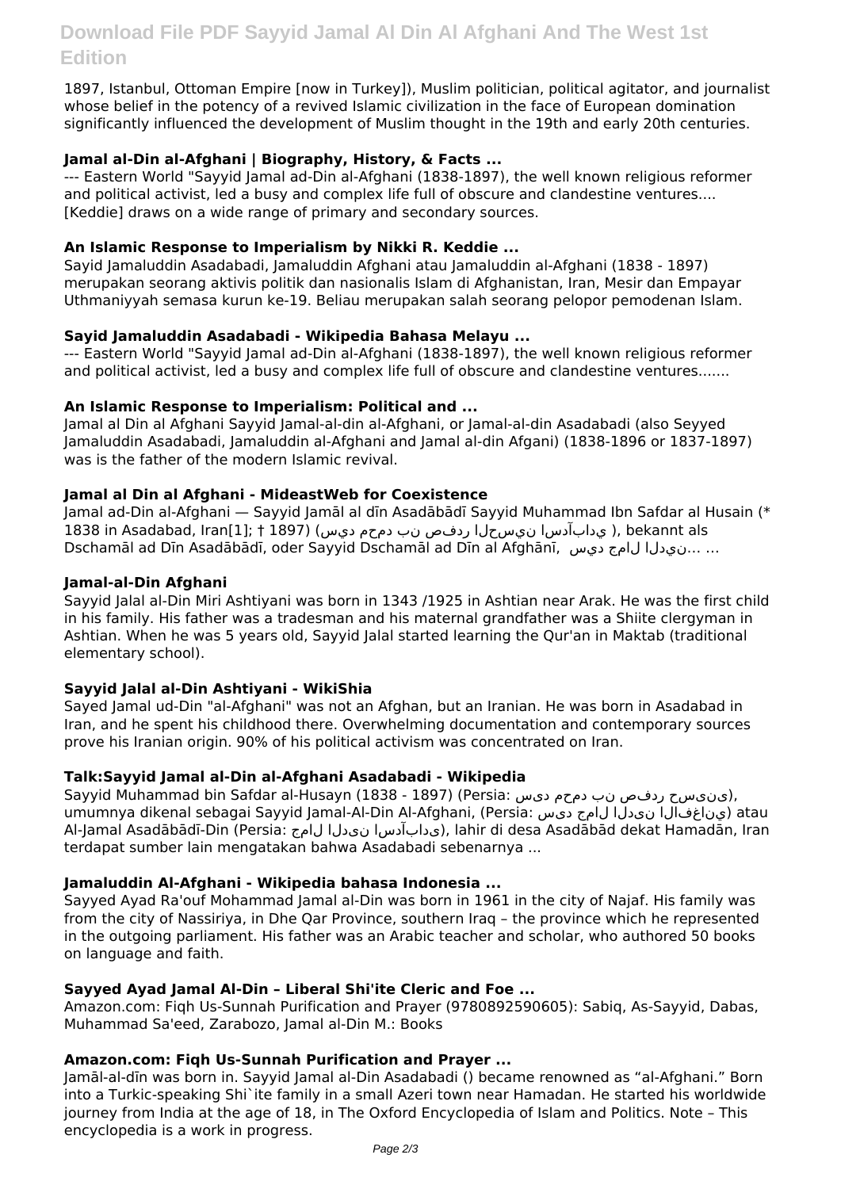1897, Istanbul, Ottoman Empire [now in Turkey]), Muslim politician, political agitator, and journalist whose belief in the potency of a revived Islamic civilization in the face of European domination significantly influenced the development of Muslim thought in the 19th and early 20th centuries.

### Jamal al-Din al-Afghani | Biography, History, & Facts ...

--- Eastern World "Sayyid Jamal ad-Din al-Afghani (1838-1897), the well known religious reformer and political activist, led a busy and complex life full of obscure and clandestine ventures.... [Keddie] draws on a wide range of primary and secondary sources.

### An Islamic Response to Imperialism by Nikki R. Keddie ...

Sayid Jamaluddin Asadabadi, Jamaluddin Afghani atau Jamaluddin al-Afghani (1838 - 1897) merupakan seorang aktivis politik dan nasionalis Islam di Afghanistan, Iran, Mesir dan Empayar Uthmaniyyah semasa kurun ke-19. Beliau merupakan salah seorang pelopor pemodenan Islam.

### Sayid Jamaluddin Asadabadi - Wikipedia Bahasa Melayu ...

--- Eastern World "Sayyid Jamal ad-Din al-Afghani (1838-1897), the well known religious reformer and political activist, led a busy and complex life full of obscure and clandestine ventures.......

### An Islamic Response to Imperialism: Political and ...

Jamal al Din al Afghani Sayyid Jamal-al-din al-Afghani, or Jamal-al-din Asadabadi (also Seyyed Jamaluddin Asadabadi, Jamaluddin al-Afghani and Jamal al-din Afgani) (1838-1896 or 1837-1897) was is the father of the modern Islamic revival.

### Jamal al Din al Afghani - MideastWeb for Coexistence

Jamal ad-Din al-Afghani — Sayyid Jamāl al dīn Asadābādī Sayyid Muhammad Ibn Safdar al Husain (* 1838 in Asadabad, Iran[1]; † 1897) (سید محمد بن صفدر الحسینی اسدآبادی ), bekannt als Dschamāl ad Dīn Asadābādī, oder Sayyid Dschamāl ad Dīn al Afghānī, سید جمال الدین…. ...

### Jamal-al-Din Afghani

Sayyid Jalal al-Din Miri Ashtiyani was born in 1343 /1925 in Ashtian near Arak. He was the first child in his family. His father was a tradesman and his maternal grandfather was a Shiite clergyman in Ashtian. When he was 5 years old, Sayyid Jalal started learning the Qur'an in Maktab (traditional elementary school).

### Sayyid Jalal al-Din Ashtiyani - WikiShia

Sayed Jamal ud-Din "al-Afghani" was not an Afghan, but an Iranian. He was born in Asadabad in Iran, and he spent his childhood there. Overwhelming documentation and contemporary sources prove his Iranian origin. 90% of his political activism was concentrated on Iran.

### Talk:Sayyid Jamal al-Din al-Afghani Asadabadi - Wikipedia

Sayyid Muhammad bin Safdar al-Husayn (1838 - 1897) (Persia: سید محمد بن صفدر حسینی), umumnya dikenal sebagai Sayyid Jamal-Al-Din Al-Afghani, (Persia: سید جمال الدین الافغانی) atau Al-Jamal Asadābādī-Din (Persia: جمال الدین اسدآبادی), lahir di desa Asadābād dekat Hamadān, Iran terdapat sumber lain mengatakan bahwa Asadabadi sebenarnya ...

### Jamaluddin Al-Afghani - Wikipedia bahasa Indonesia ...

Sayyed Ayad Ra'ouf Mohammad Jamal al-Din was born in 1961 in the city of Najaf. His family was from the city of Nassiriya, in Dhe Qar Province, southern Iraq – the province which he represented in the outgoing parliament. His father was an Arabic teacher and scholar, who authored 50 books on language and faith.

### Sayyed Ayad Jamal Al-Din – Liberal Shi'ite Cleric and Foe ...

Amazon.com: Fiqh Us-Sunnah Purification and Prayer (9780892590605): Sabiq, As-Sayyid, Dabas, Muhammad Sa'eed, Zarabozo, Jamal al-Din M.: Books

### Amazon.com: Fiqh Us-Sunnah Purification and Prayer ...

Jamāl-al-dīn was born in. Sayyid Jamal al-Din Asadabadi () became renowned as "al-Afghani." Born into a Turkic-speaking Shi`ite family in a small Azeri town near Hamadan. He started his worldwide journey from India at the age of 18, in The Oxford Encyclopedia of Islam and Politics. Note – This encyclopedia is a work in progress.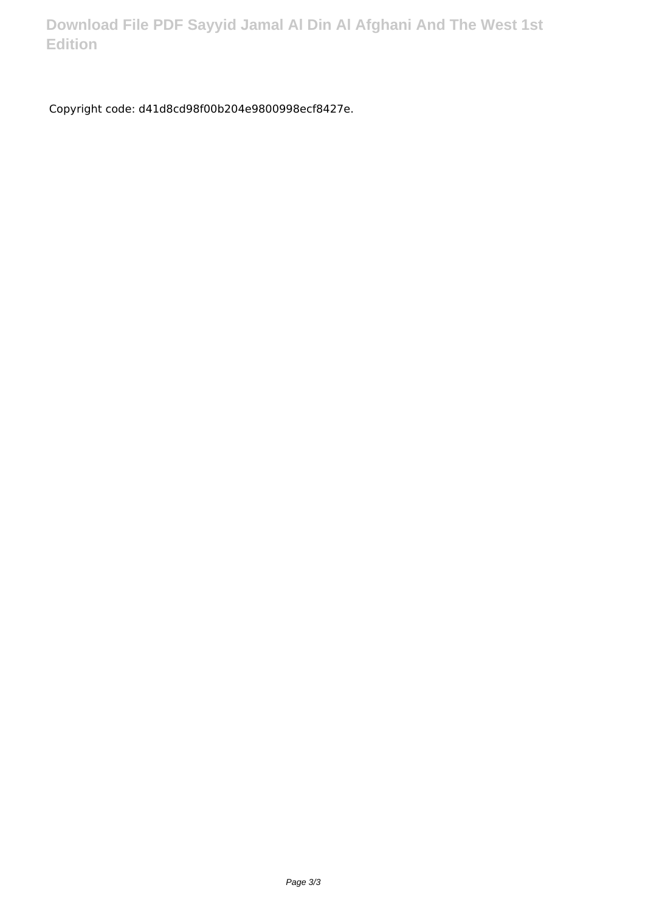Copyright code: d41d8cd98f00b204e9800998ecf8427e.